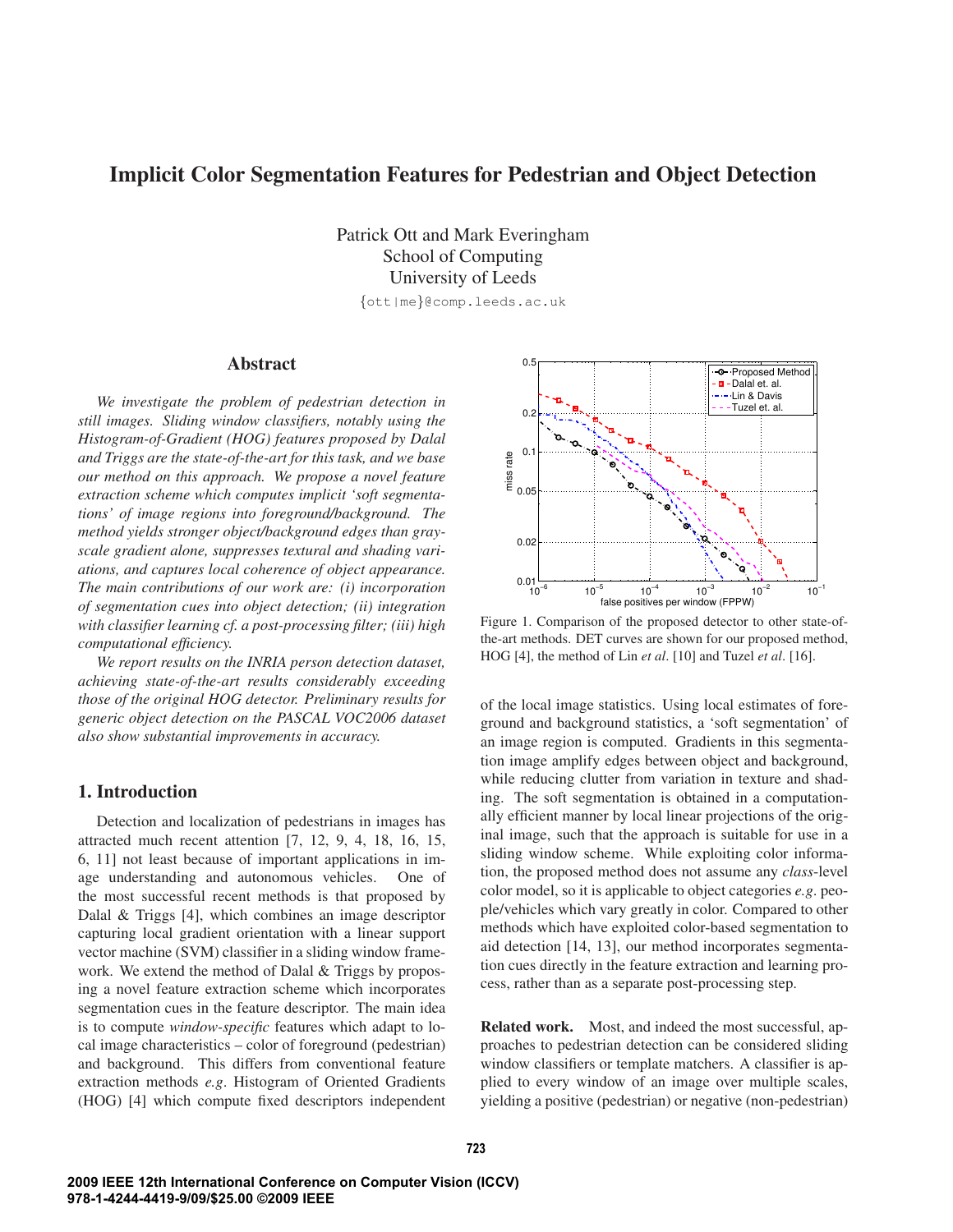# Implicit Color Segmentation Features for Pedestrian and Object Detection

Patrick Ott and Mark Everingham
School of Computing
University of Leeds

{ott|me}@comp.leeds.ac.uk

## Abstract

*We investigate the problem of pedestrian detection in still images. Sliding window classifiers, notably using the Histogram-of-Gradient (HOG) features proposed by Dalal and Triggs are the state-of-the-art for this task, and we base our method on this approach. We propose a novel feature extraction scheme which computes implicit 'soft segmentations' of image regions into foreground/background. The method yields stronger object/background edges than gray-scale gradient alone, suppresses textural and shading variations, and captures local coherence of object appearance. The main contributions of our work are: (i) incorporation of segmentation cues into object detection; (ii) integration with classifier learning cf. a post-processing filter; (iii) high computational efficiency.*

*We report results on the INRIA person detection dataset, achieving state-of-the-art results considerably exceeding those of the original HOG detector. Preliminary results for generic object detection on the PASCAL VOC2006 dataset also show substantial improvements in accuracy.*

Figure 1. Comparison of the proposed detector to other state-of-the-art methods. DET curves are shown for our proposed method, HOG [4], the method of Lin *et al*. [10] and Tuzel *et al*. [16].

## 1. Introduction

Detection and localization of pedestrians in images has attracted much recent attention [7, 12, 9, 4, 18, 16, 15, 6, 11] not least because of important applications in image understanding and autonomous vehicles. One of the most successful recent methods is that proposed by Dalal & Triggs [4], which combines an image descriptor capturing local gradient orientation with a linear support vector machine (SVM) classifier in a sliding window framework. We extend the method of Dalal & Triggs by proposing a novel feature extraction scheme which incorporates segmentation cues in the feature descriptor. The main idea is to compute *window-specific* features which adapt to local image characteristics – color of foreground (pedestrian) and background. This differs from conventional feature extraction methods *e.g*. Histogram of Oriented Gradients (HOG) [4] which compute fixed descriptors independent of the local image statistics. Using local estimates of foreground and background statistics, a 'soft segmentation' of an image region is computed. Gradients in this segmentation image amplify edges between object and background, while reducing clutter from variation in texture and shading. The soft segmentation is obtained in a computationally efficient manner by local linear projections of the original image, such that the approach is suitable for use in a sliding window scheme. While exploiting color information, the proposed method does not assume any *class*-level color model, so it is applicable to object categories *e.g*. people/vehicles which vary greatly in color. Compared to other methods which have exploited color-based segmentation to aid detection [14, 13], our method incorporates segmentation cues directly in the feature extraction and learning process, rather than as a separate post-processing step.

**Related work.** Most, and indeed the most successful, approaches to pedestrian detection can be considered sliding window classifiers or template matchers. A classifier is applied to every window of an image over multiple scales, yielding a positive (pedestrian) or negative (non-pedestrian)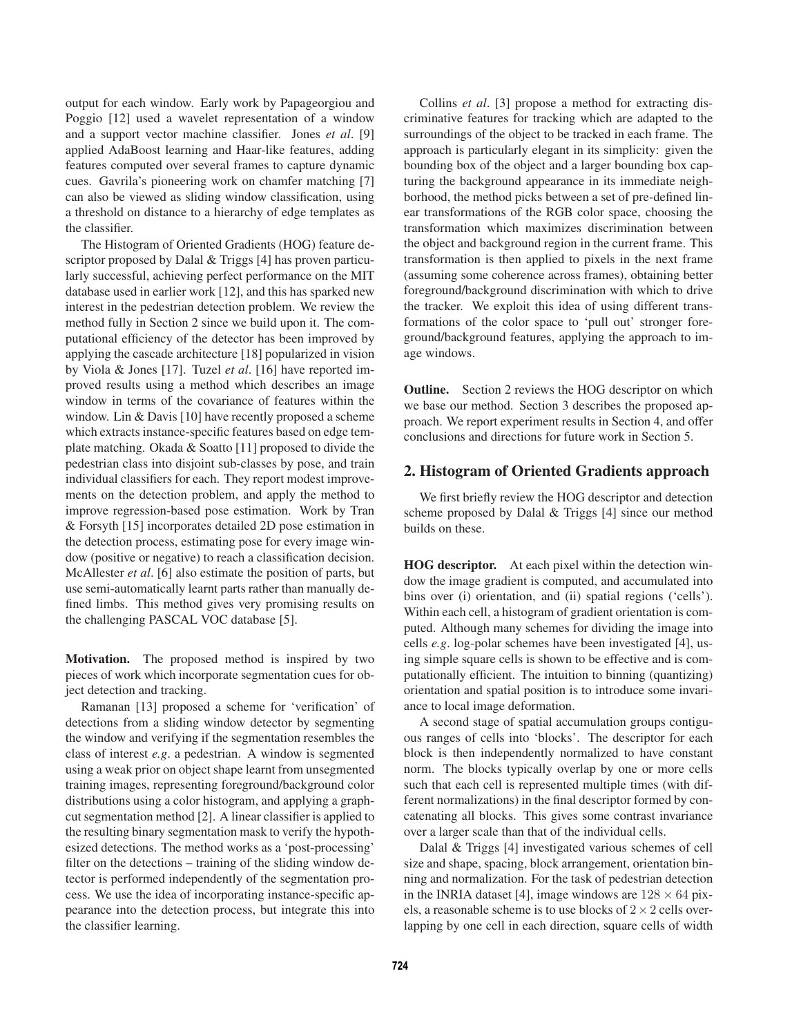output for each window. Early work by Papageorgiou and Poggio [12] used a wavelet representation of a window and a support vector machine classifier. Jones *et al*. [9] applied AdaBoost learning and Haar-like features, adding features computed over several frames to capture dynamic cues. Gavrila's pioneering work on chamfer matching [7] can also be viewed as sliding window classification, using a threshold on distance to a hierarchy of edge templates as the classifier.

The Histogram of Oriented Gradients (HOG) feature descriptor proposed by Dalal & Triggs [4] has proven particularly successful, achieving perfect performance on the MIT database used in earlier work [12], and this has sparked new interest in the pedestrian detection problem. We review the method fully in Section 2 since we build upon it. The computational efficiency of the detector has been improved by applying the cascade architecture [18] popularized in vision by Viola & Jones [17]. Tuzel *et al*. [16] have reported improved results using a method which describes an image window in terms of the covariance of features within the window. Lin & Davis [10] have recently proposed a scheme which extracts instance-specific features based on edge template matching. Okada & Soatto [11] proposed to divide the pedestrian class into disjoint sub-classes by pose, and train individual classifiers for each. They report modest improvements on the detection problem, and apply the method to improve regression-based pose estimation. Work by Tran & Forsyth [15] incorporates detailed 2D pose estimation in the detection process, estimating pose for every image window (positive or negative) to reach a classification decision. McAllester *et al*. [6] also estimate the position of parts, but use semi-automatically learnt parts rather than manually defined limbs. This method gives very promising results on the challenging PASCAL VOC database [5].

**Motivation.** The proposed method is inspired by two pieces of work which incorporate segmentation cues for object detection and tracking.

Ramanan [13] proposed a scheme for 'verification' of detections from a sliding window detector by segmenting the window and verifying if the segmentation resembles the class of interest *e.g*. a pedestrian. A window is segmented using a weak prior on object shape learnt from unsegmented training images, representing foreground/background color distributions using a color histogram, and applying a graph-cut segmentation method [2]. A linear classifier is applied to the resulting binary segmentation mask to verify the hypothesized detections. The method works as a 'post-processing' filter on the detections – training of the sliding window detector is performed independently of the segmentation process. We use the idea of incorporating instance-specific appearance into the detection process, but integrate this into the classifier learning.

Collins *et al*. [3] propose a method for extracting discriminative features for tracking which are adapted to the surroundings of the object to be tracked in each frame. The approach is particularly elegant in its simplicity: given the bounding box of the object and a larger bounding box capturing the background appearance in its immediate neighborhood, the method picks between a set of pre-defined linear transformations of the RGB color space, choosing the transformation which maximizes discrimination between the object and background region in the current frame. This transformation is then applied to pixels in the next frame (assuming some coherence across frames), obtaining better foreground/background discrimination with which to drive the tracker. We exploit this idea of using different transformations of the color space to 'pull out' stronger foreground/background features, applying the approach to image windows.

**Outline.** Section 2 reviews the HOG descriptor on which we base our method. Section 3 describes the proposed approach. We report experiment results in Section 4, and offer conclusions and directions for future work in Section 5.

## 2. Histogram of Oriented Gradients approach

We first briefly review the HOG descriptor and detection scheme proposed by Dalal & Triggs [4] since our method builds on these.

**HOG descriptor.** At each pixel within the detection window the image gradient is computed, and accumulated into bins over (i) orientation, and (ii) spatial regions ('cells'). Within each cell, a histogram of gradient orientation is computed. Although many schemes for dividing the image into cells *e.g*. log-polar schemes have been investigated [4], using simple square cells is shown to be effective and is computationally efficient. The intuition to binning (quantizing) orientation and spatial position is to introduce some invariance to local image deformation.

A second stage of spatial accumulation groups contiguous ranges of cells into 'blocks'. The descriptor for each block is then independently normalized to have constant norm. The blocks typically overlap by one or more cells such that each cell is represented multiple times (with different normalizations) in the final descriptor formed by concatenating all blocks. This gives some contrast invariance over a larger scale than that of the individual cells.

Dalal & Triggs [4] investigated various schemes of cell size and shape, spacing, block arrangement, orientation binning and normalization. For the task of pedestrian detection in the INRIA dataset [4], image windows are $128 \times 64$ pixels, a reasonable scheme is to use blocks of $2 \times 2$ cells overlapping by one cell in each direction, square cells of width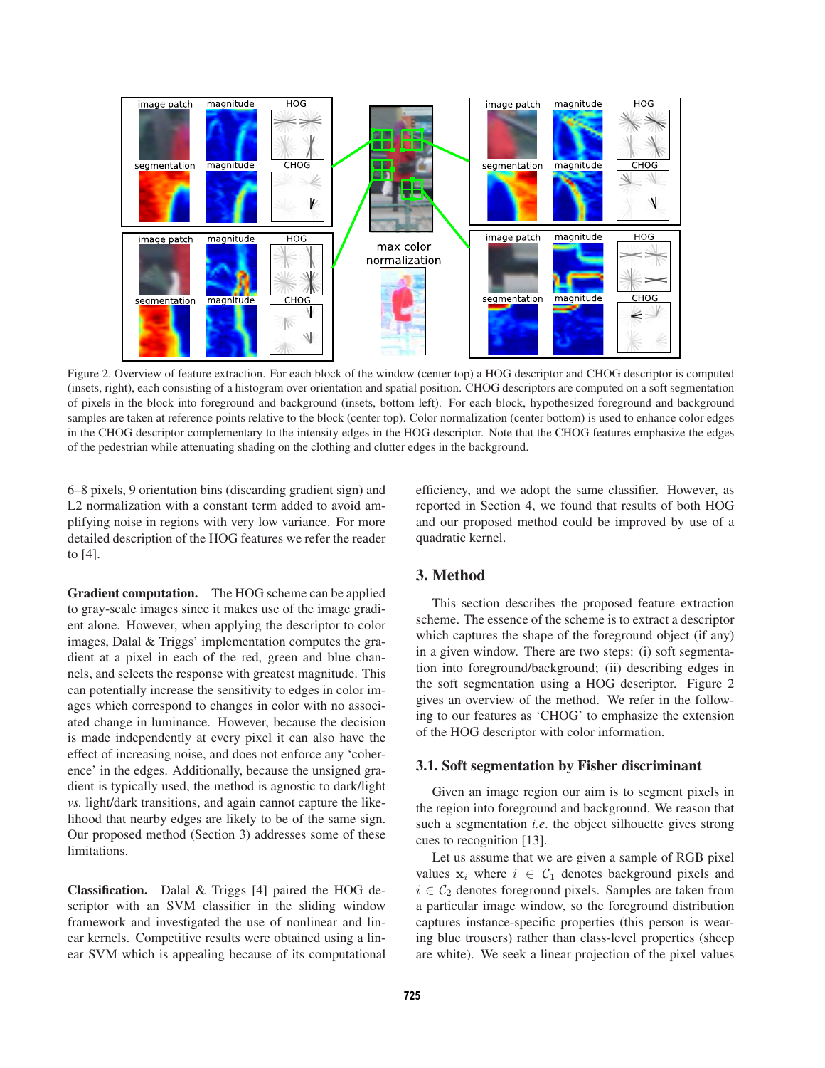Figure 2. Overview of feature extraction. For each block of the window (center top) a HOG descriptor and CHOG descriptor is computed (insets, right), each consisting of a histogram over orientation and spatial position. CHOG descriptors are computed on a soft segmentation of pixels in the block into foreground and background (insets, bottom left). For each block, hypothesized foreground and background samples are taken at reference points relative to the block (center top). Color normalization (center bottom) is used to enhance color edges in the CHOG descriptor complementary to the intensity edges in the HOG descriptor. Note that the CHOG features emphasize the edges of the pedestrian while attenuating shading on the clothing and clutter edges in the background.

6–8 pixels, 9 orientation bins (discarding gradient sign) and L2 normalization with a constant term added to avoid amplifying noise in regions with very low variance. For more detailed description of the HOG features we refer the reader to [4].

**Gradient computation.** The HOG scheme can be applied to gray-scale images since it makes use of the image gradient alone. However, when applying the descriptor to color images, Dalal & Triggs' implementation computes the gradient at a pixel in each of the red, green and blue channels, and selects the response with greatest magnitude. This can potentially increase the sensitivity to edges in color images which correspond to changes in color with no associated change in luminance. However, because the decision is made independently at every pixel it can also have the effect of increasing noise, and does not enforce any 'coherence' in the edges. Additionally, because the unsigned gradient is typically used, the method is agnostic to dark/light *vs.* light/dark transitions, and again cannot capture the likelihood that nearby edges are likely to be of the same sign. Our proposed method (Section 3) addresses some of these limitations.

**Classification.** Dalal & Triggs [4] paired the HOG descriptor with an SVM classifier in the sliding window framework and investigated the use of nonlinear and linear kernels. Competitive results were obtained using a linear SVM which is appealing because of its computational efficiency, and we adopt the same classifier. However, as reported in Section 4, we found that results of both HOG and our proposed method could be improved by use of a quadratic kernel.

## 3. Method

This section describes the proposed feature extraction scheme. The essence of the scheme is to extract a descriptor which captures the shape of the foreground object (if any) in a given window. There are two steps: (i) soft segmentation into foreground/background; (ii) describing edges in the soft segmentation using a HOG descriptor. Figure 2 gives an overview of the method. We refer in the following to our features as 'CHOG' to emphasize the extension of the HOG descriptor with color information.

### 3.1. Soft segmentation by Fisher discriminant

Given an image region our aim is to segment pixels in the region into foreground and background. We reason that such a segmentation *i.e.* the object silhouette gives strong cues to recognition [13].

Let us assume that we are given a sample of RGB pixel values $\mathbf{x}_i$ where $i \in \mathcal{C}_1$ denotes background pixels and $i \in \mathcal{C}_2$ denotes foreground pixels. Samples are taken from a particular image window, so the foreground distribution captures instance-specific properties (this person is wearing blue trousers) rather than class-level properties (sheep are white). We seek a linear projection of the pixel values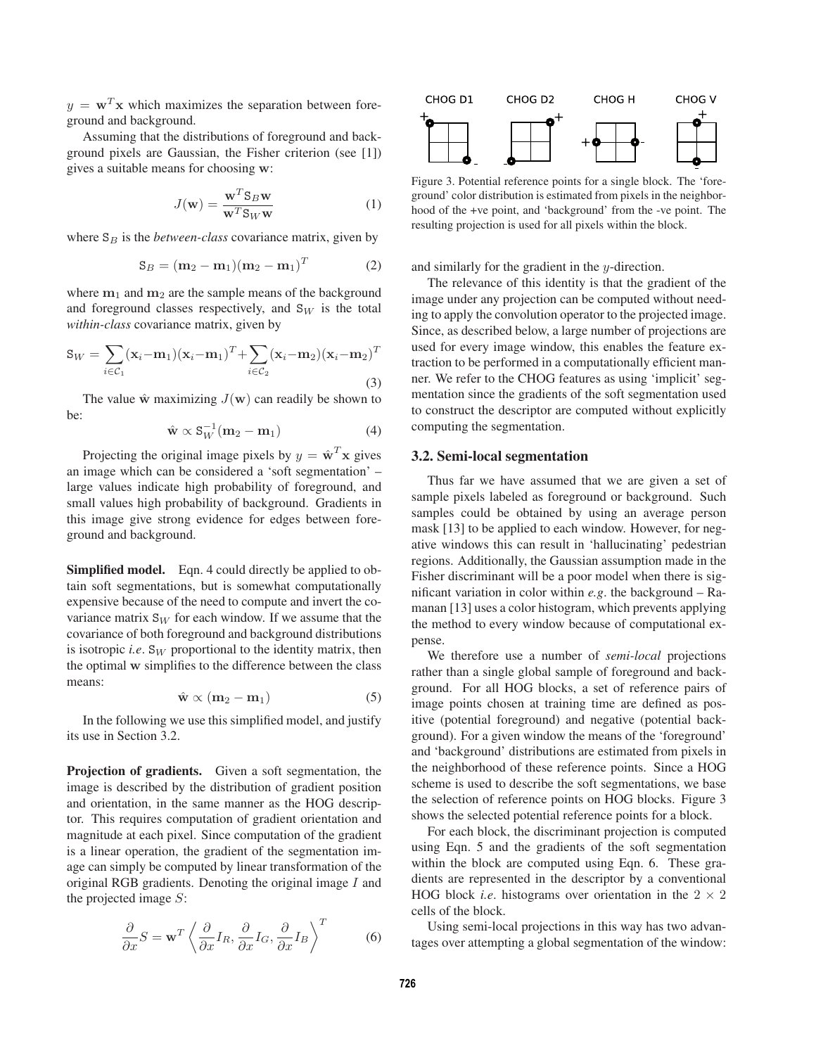$y = \mathbf{w}^T\mathbf{x}$ which maximizes the separation between foreground and background.

Assuming that the distributions of foreground and background pixels are Gaussian, the Fisher criterion (see [1]) gives a suitable means for choosing $\mathbf{w}$:

$$J(\mathbf{w}) = \frac{\mathbf{w}^T \mathtt{S}_B \mathbf{w}}{\mathbf{w}^T \mathtt{S}_W \mathbf{w}} \tag{1}$$

where $\mathtt{S}_B$ is the *between-class* covariance matrix, given by

$$\mathtt{S}_B = (\mathbf{m}_2 - \mathbf{m}_1)(\mathbf{m}_2 - \mathbf{m}_1)^T \tag{2}$$

where $\mathbf{m}_1$ and $\mathbf{m}_2$ are the sample means of the background and foreground classes respectively, and $\mathtt{S}_W$ is the total *within-class* covariance matrix, given by

$$\mathtt{S}_W = \sum_{i \in \mathcal{C}_1} (\mathbf{x}_i - \mathbf{m}_1)(\mathbf{x}_i - \mathbf{m}_1)^T + \sum_{i \in \mathcal{C}_2} (\mathbf{x}_i - \mathbf{m}_2)(\mathbf{x}_i - \mathbf{m}_2)^T \tag{3}$$

The value $\hat{\mathbf{w}}$ maximizing $J(\mathbf{w})$ can readily be shown to be:

$$\hat{\mathbf{w}} \propto \mathtt{S}_W^{-1}(\mathbf{m}_2 - \mathbf{m}_1) \tag{4}$$

Projecting the original image pixels by $y = \hat{\mathbf{w}}^T\mathbf{x}$ gives an image which can be considered a 'soft segmentation' – large values indicate high probability of foreground, and small values high probability of background. Gradients in this image give strong evidence for edges between foreground and background.

**Simplified model.** Eqn. 4 could directly be applied to obtain soft segmentations, but is somewhat computationally expensive because of the need to compute and invert the covariance matrix $\mathtt{S}_W$ for each window. If we assume that the covariance of both foreground and background distributions is isotropic *i.e*. $\mathtt{S}_W$ proportional to the identity matrix, then the optimal $\mathbf{w}$ simplifies to the difference between the class means:

$$\hat{\mathbf{w}} \propto (\mathbf{m}_2 - \mathbf{m}_1) \tag{5}$$

In the following we use this simplified model, and justify its use in Section 3.2.

**Projection of gradients.** Given a soft segmentation, the image is described by the distribution of gradient position and orientation, in the same manner as the HOG descriptor. This requires computation of gradient orientation and magnitude at each pixel. Since computation of the gradient is a linear operation, the gradient of the segmentation image can simply be computed by linear transformation of the original RGB gradients. Denoting the original image $I$ and the projected image $S$:

$$\frac{\partial}{\partial x} S = \mathbf{w}^T \left\langle \frac{\partial}{\partial x} I_R, \frac{\partial}{\partial x} I_G, \frac{\partial}{\partial x} I_B \right\rangle^T \tag{6}$$

and similarly for the gradient in the $y$-direction.

The relevance of this identity is that the gradient of the image under any projection can be computed without needing to apply the convolution operator to the projected image. Since, as described below, a large number of projections are used for every image window, this enables the feature extraction to be performed in a computationally efficient manner. We refer to the CHOG features as using 'implicit' segmentation since the gradients of the soft segmentation used to construct the descriptor are computed without explicitly computing the segmentation.

CHOG D1 CHOG D2 CHOG H CHOG V

Figure 3. Potential reference points for a single block. The 'foreground' color distribution is estimated from pixels in the neighborhood of the +ve point, and 'background' from the -ve point. The resulting projection is used for all pixels within the block.

## 3.2. Semi-local segmentation

Thus far we have assumed that we are given a set of sample pixels labeled as foreground or background. Such samples could be obtained by using an average person mask [13] to be applied to each window. However, for negative windows this can result in 'hallucinating' pedestrian regions. Additionally, the Gaussian assumption made in the Fisher discriminant will be a poor model when there is significant variation in color within *e.g*. the background – Ramanan [13] uses a color histogram, which prevents applying the method to every window because of computational expense.

We therefore use a number of *semi-local* projections rather than a single global sample of foreground and background. For all HOG blocks, a set of reference pairs of image points chosen at training time are defined as positive (potential foreground) and negative (potential background). For a given window the means of the 'foreground' and 'background' distributions are estimated from pixels in the neighborhood of these reference points. Since a HOG scheme is used to describe the soft segmentations, we base the selection of reference points on HOG blocks. Figure 3 shows the selected potential reference points for a block.

For each block, the discriminant projection is computed using Eqn. 5 and the gradients of the soft segmentation within the block are computed using Eqn. 6. These gradients are represented in the descriptor by a conventional HOG block *i.e*. histograms over orientation in the $2 \times 2$ cells of the block.

Using semi-local projections in this way has two advantages over attempting a global segmentation of the window: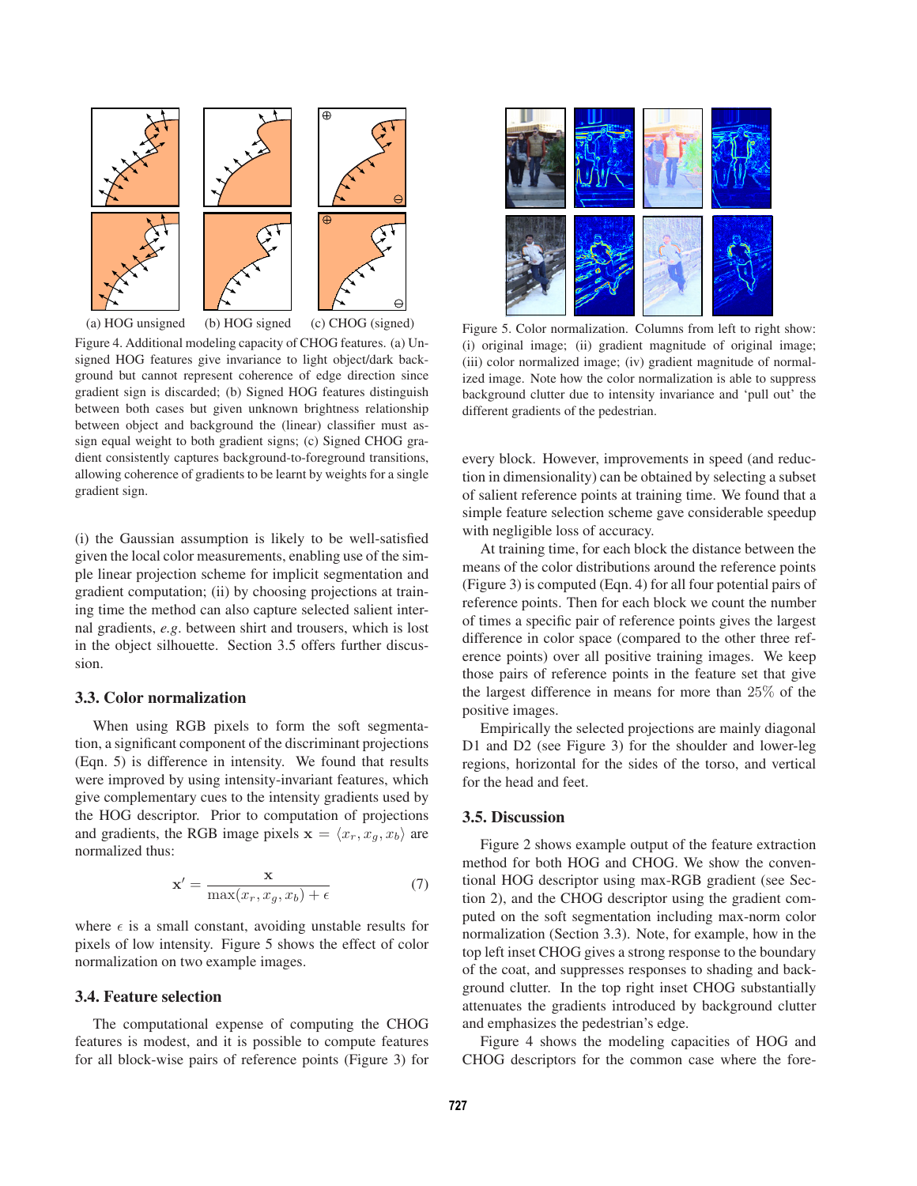(a) HOG unsigned (b) HOG signed (c) CHOG (signed)

Figure 4. Additional modeling capacity of CHOG features. (a) Unsigned HOG features give invariance to light object/dark background but cannot represent coherence of edge direction since gradient sign is discarded; (b) Signed HOG features distinguish between both cases but given unknown brightness relationship between object and background the (linear) classifier must assign equal weight to both gradient signs; (c) Signed CHOG gradient consistently captures background-to-foreground transitions, allowing coherence of gradients to be learnt by weights for a single gradient sign.

(i) the Gaussian assumption is likely to be well-satisfied given the local color measurements, enabling use of the simple linear projection scheme for implicit segmentation and gradient computation; (ii) by choosing projections at training time the method can also capture selected salient internal gradients, *e.g*. between shirt and trousers, which is lost in the object silhouette. Section 3.5 offers further discussion.

### 3.3. Color normalization

When using RGB pixels to form the soft segmentation, a significant component of the discriminant projections (Eqn. 5) is difference in intensity. We found that results were improved by using intensity-invariant features, which give complementary cues to the intensity gradients used by the HOG descriptor. Prior to computation of projections and gradients, the RGB image pixels $\mathbf{x} = \langle x_r, x_g, x_b \rangle$ are normalized thus:

$$\mathbf{x}' = \frac{\mathbf{x}}{\max(x_r, x_g, x_b) + \epsilon} \tag{7}$$

where $\epsilon$ is a small constant, avoiding unstable results for pixels of low intensity. Figure 5 shows the effect of color normalization on two example images.

### 3.4. Feature selection

The computational expense of computing the CHOG features is modest, and it is possible to compute features for all block-wise pairs of reference points (Figure 3) for every block. However, improvements in speed (and reduction in dimensionality) can be obtained by selecting a subset of salient reference points at training time. We found that a simple feature selection scheme gave considerable speedup with negligible loss of accuracy.

At training time, for each block the distance between the means of the color distributions around the reference points (Figure 3) is computed (Eqn. 4) for all four potential pairs of reference points. Then for each block we count the number of times a specific pair of reference points gives the largest difference in color space (compared to the other three reference points) over all positive training images. We keep those pairs of reference points in the feature set that give the largest difference in means for more than 25% of the positive images.

Empirically the selected projections are mainly diagonal D1 and D2 (see Figure 3) for the shoulder and lower-leg regions, horizontal for the sides of the torso, and vertical for the head and feet.

Figure 5. Color normalization. Columns from left to right show: (i) original image; (ii) gradient magnitude of original image; (iii) color normalized image; (iv) gradient magnitude of normalized image. Note how the color normalization is able to suppress background clutter due to intensity invariance and 'pull out' the different gradients of the pedestrian.

### 3.5. Discussion

Figure 2 shows example output of the feature extraction method for both HOG and CHOG. We show the conventional HOG descriptor using max-RGB gradient (see Section 2), and the CHOG descriptor using the gradient computed on the soft segmentation including max-norm color normalization (Section 3.3). Note, for example, how in the top left inset CHOG gives a strong response to the boundary of the coat, and suppresses responses to shading and background clutter. In the top right inset CHOG substantially attenuates the gradients introduced by background clutter and emphasizes the pedestrian's edge.

Figure 4 shows the modeling capacities of HOG and CHOG descriptors for the common case where the fore-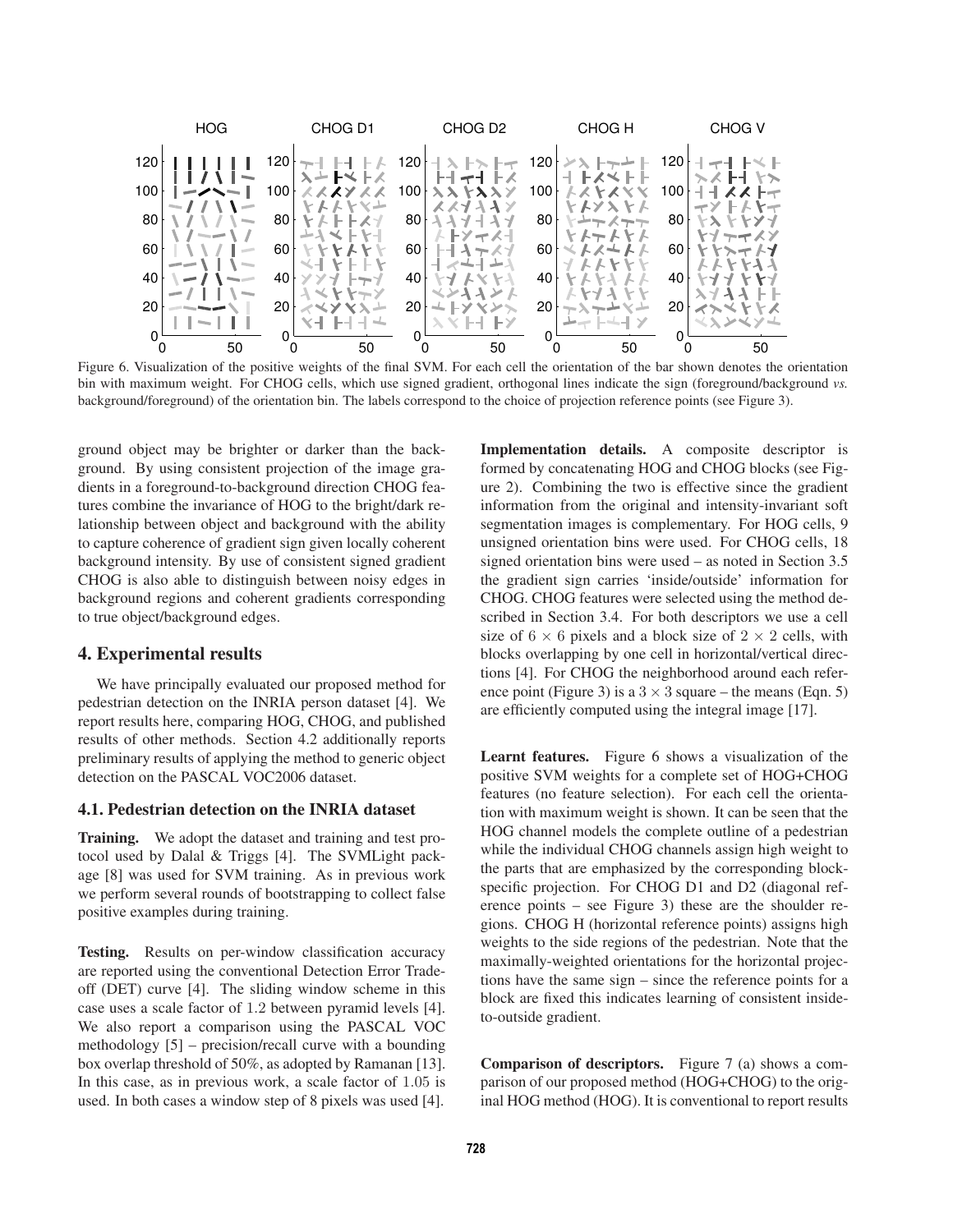Figure 6. Visualization of the positive weights of the final SVM. For each cell the orientation of the bar shown denotes the orientation bin with maximum weight. For CHOG cells, which use signed gradient, orthogonal lines indicate the sign (foreground/background *vs.* background/foreground) of the orientation bin. The labels correspond to the choice of projection reference points (see Figure 3).

ground object may be brighter or darker than the background. By using consistent projection of the image gradients in a foreground-to-background direction CHOG features combine the invariance of HOG to the bright/dark relationship between object and background with the ability to capture coherence of gradient sign given locally coherent background intensity. By use of consistent signed gradient CHOG is also able to distinguish between noisy edges in background regions and coherent gradients corresponding to true object/background edges.

## 4. Experimental results

We have principally evaluated our proposed method for pedestrian detection on the INRIA person dataset [4]. We report results here, comparing HOG, CHOG, and published results of other methods. Section 4.2 additionally reports preliminary results of applying the method to generic object detection on the PASCAL VOC2006 dataset.

### 4.1. Pedestrian detection on the INRIA dataset

**Training.** We adopt the dataset and training and test protocol used by Dalal & Triggs [4]. The SVMLight package [8] was used for SVM training. As in previous work we perform several rounds of bootstrapping to collect false positive examples during training.

**Testing.** Results on per-window classification accuracy are reported using the conventional Detection Error Tradeoff (DET) curve [4]. The sliding window scheme in this case uses a scale factor of 1.2 between pyramid levels [4]. We also report a comparison using the PASCAL VOC methodology [5] – precision/recall curve with a bounding box overlap threshold of 50%, as adopted by Ramanan [13]. In this case, as in previous work, a scale factor of 1.05 is used. In both cases a window step of 8 pixels was used [4].

**Implementation details.** A composite descriptor is formed by concatenating HOG and CHOG blocks (see Figure 2). Combining the two is effective since the gradient information from the original and intensity-invariant soft segmentation images is complementary. For HOG cells, 9 unsigned orientation bins were used. For CHOG cells, 18 signed orientation bins were used – as noted in Section 3.5 the gradient sign carries 'inside/outside' information for CHOG. CHOG features were selected using the method described in Section 3.4. For both descriptors we use a cell size of $6 \times 6$ pixels and a block size of $2 \times 2$ cells, with blocks overlapping by one cell in horizontal/vertical directions [4]. For CHOG the neighborhood around each reference point (Figure 3) is a $3 \times 3$ square – the means (Eqn. 5) are efficiently computed using the integral image [17].

**Learnt features.** Figure 6 shows a visualization of the positive SVM weights for a complete set of HOG+CHOG features (no feature selection). For each cell the orientation with maximum weight is shown. It can be seen that the HOG channel models the complete outline of a pedestrian while the individual CHOG channels assign high weight to the parts that are emphasized by the corresponding block-specific projection. For CHOG D1 and D2 (diagonal reference points – see Figure 3) these are the shoulder regions. CHOG H (horizontal reference points) assigns high weights to the side regions of the pedestrian. Note that the maximally-weighted orientations for the horizontal projections have the same sign – since the reference points for a block are fixed this indicates learning of consistent inside-to-outside gradient.

**Comparison of descriptors.** Figure 7 (a) shows a comparison of our proposed method (HOG+CHOG) to the original HOG method (HOG). It is conventional to report results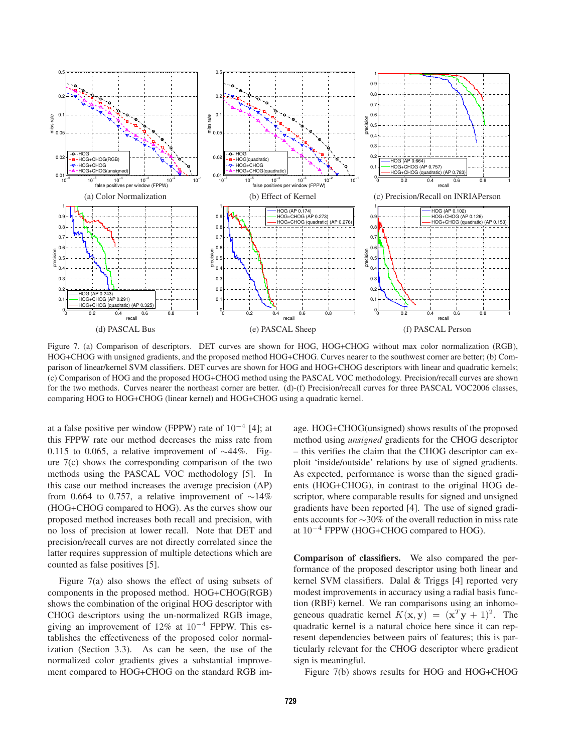(a) Color Normalization

(b) Effect of Kernel

(c) Precision/Recall on INRIAPerson

(d) PASCAL Bus

(e) PASCAL Sheep

(f) PASCAL Person

Figure 7. (a) Comparison of descriptors. DET curves are shown for HOG, HOG+CHOG without max color normalization (RGB), HOG+CHOG with unsigned gradients, and the proposed method HOG+CHOG. Curves nearer to the southwest corner are better; (b) Comparison of linear/kernel SVM classifiers. DET curves are shown for HOG and HOG+CHOG descriptors with linear and quadratic kernels; (c) Comparison of HOG and the proposed HOG+CHOG method using the PASCAL VOC methodology. Precision/recall curves are shown for the two methods. Curves nearer the northeast corner are better. (d)-(f) Precision/recall curves for three PASCAL VOC2006 classes, comparing HOG to HOG+CHOG (linear kernel) and HOG+CHOG using a quadratic kernel.

at a false positive per window (FPPW) rate of $10^{-4}$ [4]; at this FPPW rate our method decreases the miss rate from 0.115 to 0.065, a relative improvement of $\sim$44%. Figure 7(c) shows the corresponding comparison of the two methods using the PASCAL VOC methodology [5]. In this case our method increases the average precision (AP) from 0.664 to 0.757, a relative improvement of $\sim$14% (HOG+CHOG compared to HOG). As the curves show our proposed method increases both recall and precision, with no loss of precision at lower recall. Note that DET and precision/recall curves are not directly correlated since the latter requires suppression of multiple detections which are counted as false positives [5].

Figure 7(a) also shows the effect of using subsets of components in the proposed method. HOG+CHOG(RGB) shows the combination of the original HOG descriptor with CHOG descriptors using the un-normalized RGB image, giving an improvement of 12% at $10^{-4}$ FPPW. This establishes the effectiveness of the proposed color normalization (Section 3.3). As can be seen, the use of the normalized color gradients gives a substantial improvement compared to HOG+CHOG on the standard RGB image. HOG+CHOG(unsigned) shows results of the proposed method using *unsigned* gradients for the CHOG descriptor – this verifies the claim that the CHOG descriptor can exploit 'inside/outside' relations by use of signed gradients. As expected, performance is worse than the signed gradients (HOG+CHOG), in contrast to the original HOG descriptor, where comparable results for signed and unsigned gradients have been reported [4]. The use of signed gradients accounts for $\sim$30% of the overall reduction in miss rate at $10^{-4}$ FPPW (HOG+CHOG compared to HOG).

**Comparison of classifiers.** We also compared the performance of the proposed descriptor using both linear and kernel SVM classifiers. Dalal & Triggs [4] reported very modest improvements in accuracy using a radial basis function (RBF) kernel. We ran comparisons using an inhomogeneous quadratic kernel $K(\mathbf{x}, \mathbf{y}) = (\mathbf{x}^T\mathbf{y} + 1)^2$. The quadratic kernel is a natural choice here since it can represent dependencies between pairs of features; this is particularly relevant for the CHOG descriptor where gradient sign is meaningful.

Figure 7(b) shows results for HOG and HOG+CHOG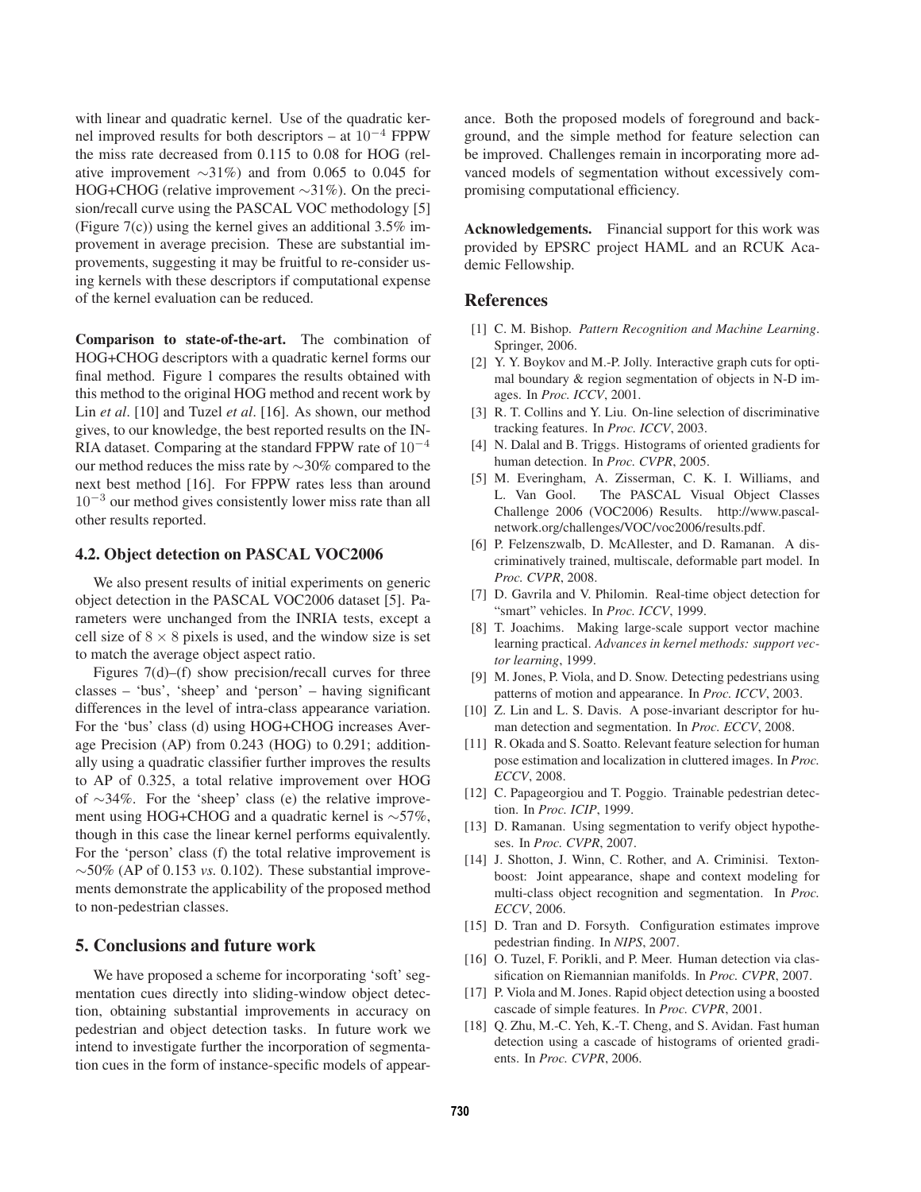with linear and quadratic kernel. Use of the quadratic kernel improved results for both descriptors – at $10^{-4}$ FPPW the miss rate decreased from 0.115 to 0.08 for HOG (relative improvement $\sim$31%) and from 0.065 to 0.045 for HOG+CHOG (relative improvement $\sim$31%). On the precision/recall curve using the PASCAL VOC methodology [5] (Figure 7(c)) using the kernel gives an additional 3.5% improvement in average precision. These are substantial improvements, suggesting it may be fruitful to re-consider using kernels with these descriptors if computational expense of the kernel evaluation can be reduced.

**Comparison to state-of-the-art.** The combination of HOG+CHOG descriptors with a quadratic kernel forms our final method. Figure 1 compares the results obtained with this method to the original HOG method and recent work by Lin *et al*. [10] and Tuzel *et al*. [16]. As shown, our method gives, to our knowledge, the best reported results on the INRIA dataset. Comparing at the standard FPPW rate of $10^{-4}$ our method reduces the miss rate by $\sim$30% compared to the next best method [16]. For FPPW rates less than around $10^{-3}$ our method gives consistently lower miss rate than all other results reported.

### 4.2. Object detection on PASCAL VOC2006

We also present results of initial experiments on generic object detection in the PASCAL VOC2006 dataset [5]. Parameters were unchanged from the INRIA tests, except a cell size of $8 \times 8$ pixels is used, and the window size is set to match the average object aspect ratio.

Figures 7(d)–(f) show precision/recall curves for three classes – 'bus', 'sheep' and 'person' – having significant differences in the level of intra-class appearance variation. For the 'bus' class (d) using HOG+CHOG increases Average Precision (AP) from 0.243 (HOG) to 0.291; additionally using a quadratic classifier further improves the results to AP of 0.325, a total relative improvement over HOG of $\sim$34%. For the 'sheep' class (e) the relative improvement using HOG+CHOG and a quadratic kernel is $\sim$57%, though in this case the linear kernel performs equivalently. For the 'person' class (f) the total relative improvement is $\sim$50% (AP of 0.153 *vs.* 0.102). These substantial improvements demonstrate the applicability of the proposed method to non-pedestrian classes.

## 5. Conclusions and future work

We have proposed a scheme for incorporating 'soft' segmentation cues directly into sliding-window object detection, obtaining substantial improvements in accuracy on pedestrian and object detection tasks. In future work we intend to investigate further the incorporation of segmentation cues in the form of instance-specific models of appearance. Both the proposed models of foreground and background, and the simple method for feature selection can be improved. Challenges remain in incorporating more advanced models of segmentation without excessively compromising computational efficiency.

**Acknowledgements.** Financial support for this work was provided by EPSRC project HAML and an RCUK Academic Fellowship.

## References

[1] C. M. Bishop. *Pattern Recognition and Machine Learning*. Springer, 2006.

[2] Y. Y. Boykov and M.-P. Jolly. Interactive graph cuts for optimal boundary & region segmentation of objects in N-D images. In *Proc. ICCV*, 2001.

[3] R. T. Collins and Y. Liu. On-line selection of discriminative tracking features. In *Proc. ICCV*, 2003.

[4] N. Dalal and B. Triggs. Histograms of oriented gradients for human detection. In *Proc. CVPR*, 2005.

[5] M. Everingham, A. Zisserman, C. K. I. Williams, and L. Van Gool. The PASCAL Visual Object Classes Challenge 2006 (VOC2006) Results. http://www.pascal-network.org/challenges/VOC/voc2006/results.pdf.

[6] P. Felzenszwalb, D. McAllester, and D. Ramanan. A discriminatively trained, multiscale, deformable part model. In *Proc. CVPR*, 2008.

[7] D. Gavrila and V. Philomin. Real-time object detection for "smart" vehicles. In *Proc. ICCV*, 1999.

[8] T. Joachims. Making large-scale support vector machine learning practical. *Advances in kernel methods: support vector learning*, 1999.

[9] M. Jones, P. Viola, and D. Snow. Detecting pedestrians using patterns of motion and appearance. In *Proc. ICCV*, 2003.

[10] Z. Lin and L. S. Davis. A pose-invariant descriptor for human detection and segmentation. In *Proc. ECCV*, 2008.

[11] R. Okada and S. Soatto. Relevant feature selection for human pose estimation and localization in cluttered images. In *Proc. ECCV*, 2008.

[12] C. Papageorgiou and T. Poggio. Trainable pedestrian detection. In *Proc. ICIP*, 1999.

[13] D. Ramanan. Using segmentation to verify object hypotheses. In *Proc. CVPR*, 2007.

[14] J. Shotton, J. Winn, C. Rother, and A. Criminisi. Textonboost: Joint appearance, shape and context modeling for multi-class object recognition and segmentation. In *Proc. ECCV*, 2006.

[15] D. Tran and D. Forsyth. Configuration estimates improve pedestrian finding. In *NIPS*, 2007.

[16] O. Tuzel, F. Porikli, and P. Meer. Human detection via classification on Riemannian manifolds. In *Proc. CVPR*, 2007.

[17] P. Viola and M. Jones. Rapid object detection using a boosted cascade of simple features. In *Proc. CVPR*, 2001.

[18] Q. Zhu, M.-C. Yeh, K.-T. Cheng, and S. Avidan. Fast human detection using a cascade of histograms of oriented gradients. In *Proc. CVPR*, 2006.